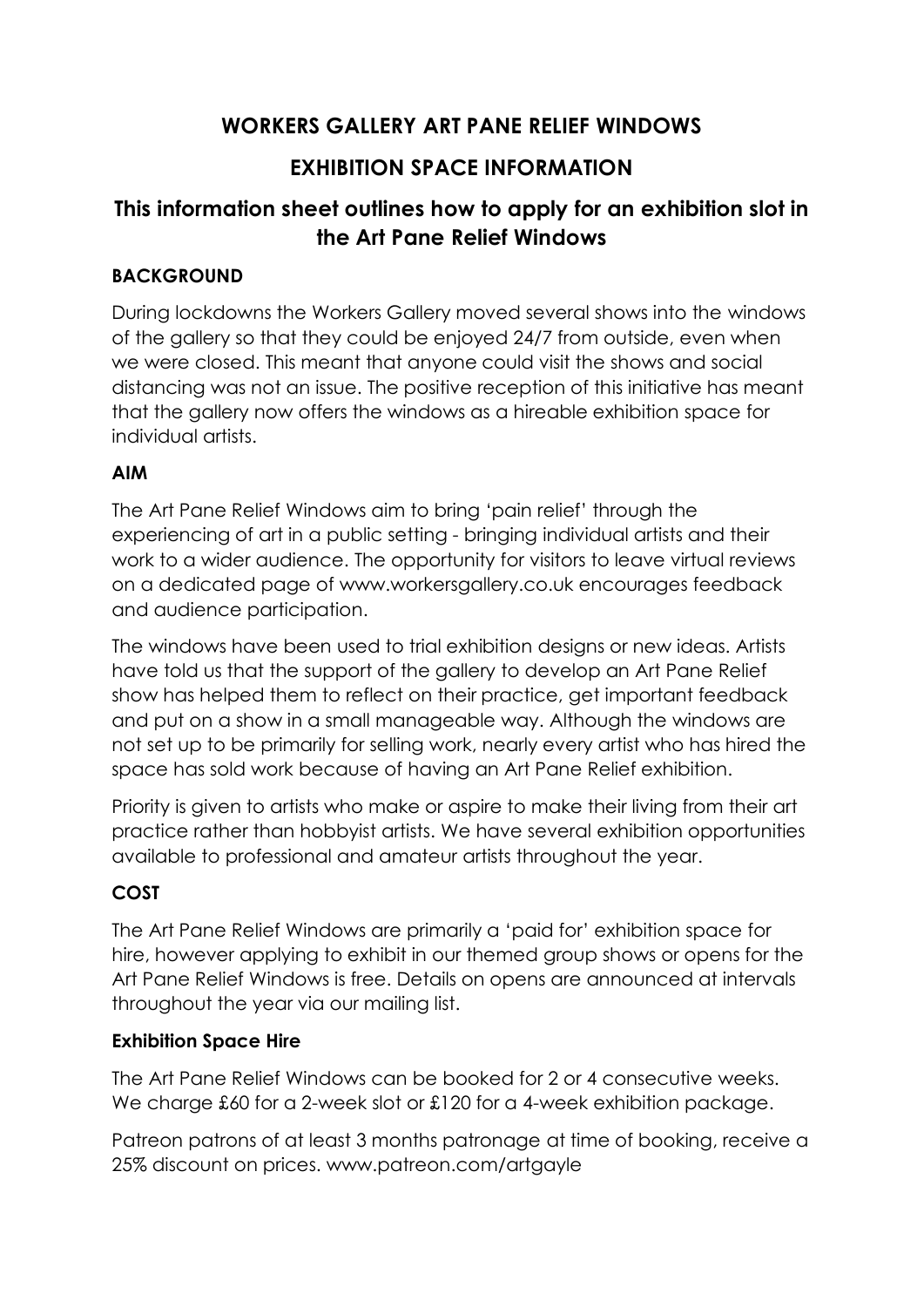# WORKERS GALLERY ART PANE RELIEF WINDOWS

# EXHIBITION SPACE INFORMATION

## This information sheet outlines how to apply for an exhibition slot in the Art Pane Relief Windows

### BACKGROUND

During lockdowns the Workers Gallery moved several shows into the windows of the gallery so that they could be enjoyed 24/7 from outside, even when we were closed. This meant that anyone could visit the shows and social distancing was not an issue. The positive reception of this initiative has meant that the gallery now offers the windows as a hireable exhibition space for individual artists.

### AIM

The Art Pane Relief Windows aim to bring 'pain relief' through the experiencing of art in a public setting - bringing individual artists and their work to a wider audience. The opportunity for visitors to leave virtual reviews on a dedicated page of www.workersgallery.co.uk encourages feedback and audience participation.

The windows have been used to trial exhibition designs or new ideas. Artists have told us that the support of the gallery to develop an Art Pane Relief show has helped them to reflect on their practice, get important feedback and put on a show in a small manageable way. Although the windows are not set up to be primarily for selling work, nearly every artist who has hired the space has sold work because of having an Art Pane Relief exhibition.

Priority is given to artists who make or aspire to make their living from their art practice rather than hobbyist artists. We have several exhibition opportunities available to professional and amateur artists throughout the year.

### COST

The Art Pane Relief Windows are primarily a 'paid for' exhibition space for hire, however applying to exhibit in our themed group shows or opens for the Art Pane Relief Windows is free. Details on opens are announced at intervals throughout the year via our mailing list.

### Exhibition Space Hire

The Art Pane Relief Windows can be booked for 2 or 4 consecutive weeks. We charge £60 for a 2-week slot or £120 for a 4-week exhibition package.

Patreon patrons of at least 3 months patronage at time of booking, receive a 25% discount on prices. www.patreon.com/artgayle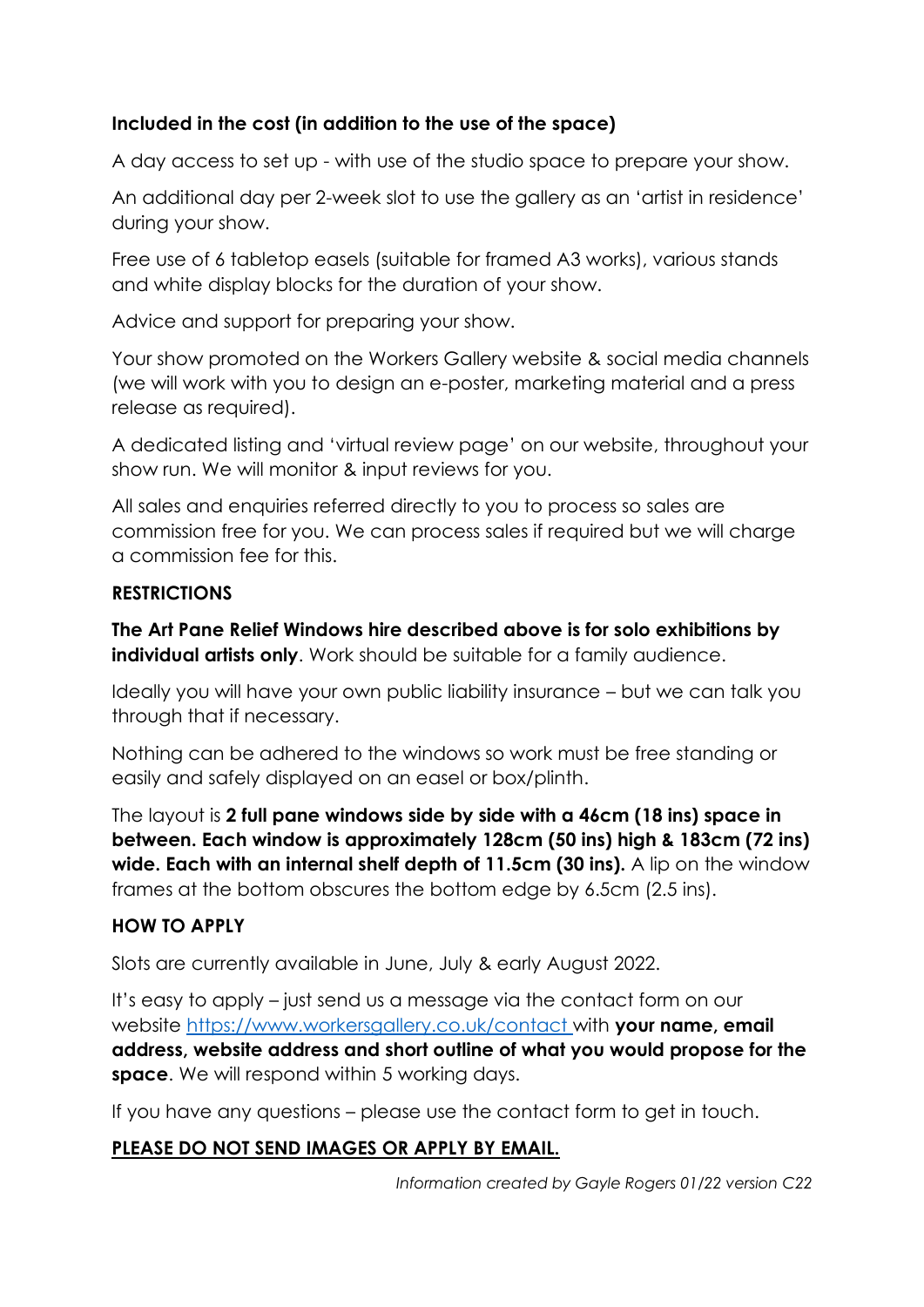**Included in the cost (in addition to the use of the space)**

A day access to set up - with use of the studio space to prepare your show.

An additional day per 2-week slot to use the gallery as an 'artist in residence' during your show.

Free use of 6 tabletop easels (suitable for framed A3 works), various stands and white display blocks for the duration of your show.

Advice and support for preparing your show.

Your show promoted on the Workers Gallery website & social media channels (we will work with you to design an e-poster, marketing material and a press release as required).

A dedicated listing and 'virtual review page' on our website, throughout your show run. We will monitor & input reviews for you.

All sales and enquiries referred directly to you to process so sales are commission free for you. We can process sales if required but we will charge a commission fee for this.

**RESTRICTIONS**

**The Art Pane Relief Windows hire described above is for solo exhibitions by individual artists only**. Work should be suitable for a family audience.

Ideally you will have your own public liability insurance – but we can talk you through that if necessary.

Nothing can be adhered to the windows so work must be free standing or easily and safely displayed on an easel or box/plinth.

The layout is **2 full pane windows side by side with a 46cm (18 ins) space in between. Each window is approximately 128cm (50 ins) high & 183cm (72 ins) wide. Each with an internal shelf depth of 11.5cm (30 ins).** A lip on the window frames at the bottom obscures the bottom edge by 6.5cm (2.5 ins).

**HOW TO APPLY**

Slots are currently available in June, July & early August 2022.

It's easy to apply – just send us a message via the contact form on our website [https://www.workersgallery.co.uk/contact](https://www.workersgallery.co.uk/contact) with **your name, email address, website address and short outline of what you would propose for the space**. We will respond within 5 working days.

If you have any questions – please use the contact form to get in touch.

**PLEASE DO NOT SEND IMAGES OR APPLY BY EMAIL.**

*Information created by Gayle Rogers 01/22 version C22*